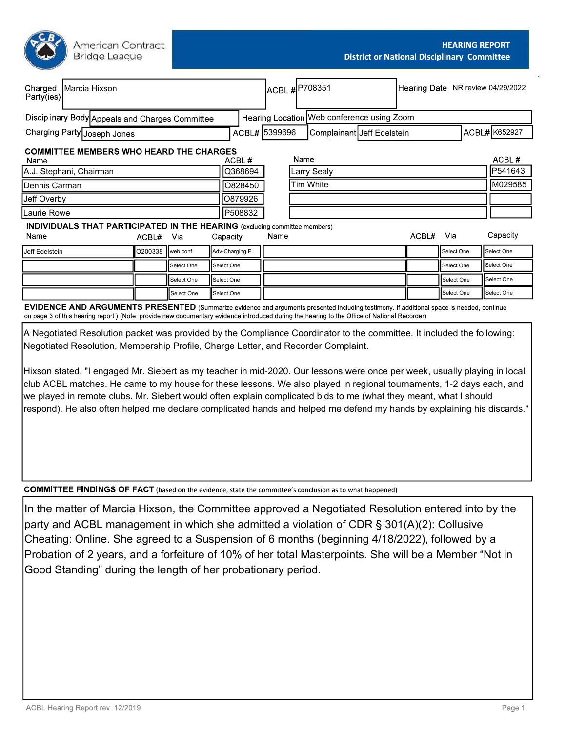American Contract Bridge League

# HEARING REPORT
## District or National Disciplinary Committee

| | | | | | |
|---|---|---|---|---|---|
| Charged Party(ies) | Marcia Hixson | ACBL # | P708351 | Hearing Date | NR review 04/29/2022 |
| Disciplinary Body | Appeals and Charges Committee | Hearing Location | Web conference using Zoom | | |
| Charging Party | Joseph Jones | ACBL# | 5399696 | Complainant | Jeff Edelstein ACBL# K652927 |

### COMMITTEE MEMBERS WHO HEARD THE CHARGES

| Name | ACBL # | Name | ACBL # |
|---|---|---|---|
| A.J. Stephani, Chairman | Q368694 | Larry Sealy | P541643 |
| Dennis Carman | O828450 | Tim White | M029585 |
| Jeff Overby | O879926 | | |
| Laurie Rowe | P508832 | | |

### INDIVIDUALS THAT PARTICIPATED IN THE HEARING (excluding committee members)

| Name | ACBL# | Via | Capacity | Name | ACBL# | Via | Capacity |
|---|---|---|---|---|---|---|---|
| Jeff Edelstein | O200338 | web conf. | Adv-Charging P | | | Select One | Select One |
| | | Select One | Select One | | | Select One | Select One |
| | | Select One | Select One | | | Select One | Select One |
| | | Select One | Select One | | | Select One | Select One |

### EVIDENCE AND ARGUMENTS PRESENTED

(Summarize evidence and arguments presented including testimony. If additional space is needed, continue on page 3 of this hearing report.) (Note: provide new documentary evidence introduced during the hearing to the Office of National Recorder)

A Negotiated Resolution packet was provided by the Compliance Coordinator to the committee. It included the following: Negotiated Resolution, Membership Profile, Charge Letter, and Recorder Complaint.

Hixson stated, "I engaged Mr. Siebert as my teacher in mid-2020. Our lessons were once per week, usually playing in local club ACBL matches. He came to my house for these lessons. We also played in regional tournaments, 1-2 days each, and we played in remote clubs. Mr. Siebert would often explain complicated bids to me (what they meant, what I should respond). He also often helped me declare complicated hands and helped me defend my hands by explaining his discards."

### COMMITTEE FINDINGS OF FACT

(based on the evidence, state the committee's conclusion as to what happened)

In the matter of Marcia Hixson, the Committee approved a Negotiated Resolution entered into by the party and ACBL management in which she admitted a violation of CDR § 301(A)(2): Collusive Cheating: Online. She agreed to a Suspension of 6 months (beginning 4/18/2022), followed by a Probation of 2 years, and a forfeiture of 10% of her total Masterpoints. She will be a Member "Not in Good Standing" during the length of her probationary period.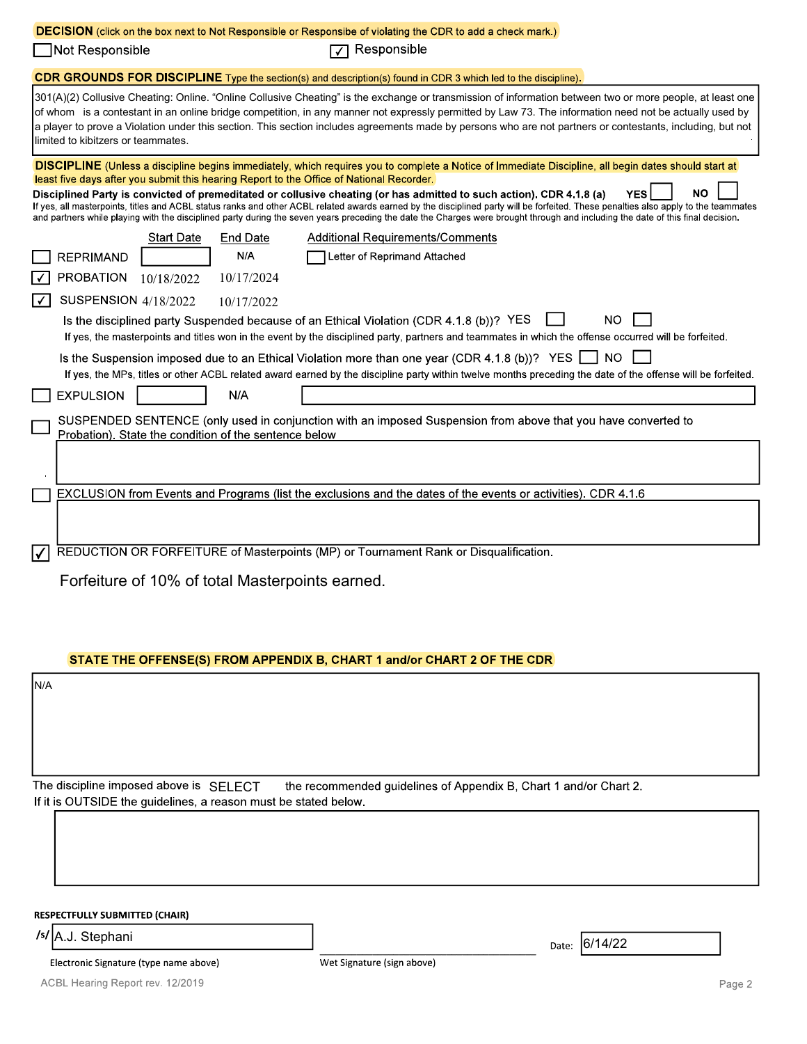**DECISION** (click on the box next to Not Responsible or Responsibe of violating the CDR to add a check mark.)

☐ Not Responsible ☑ Responsible

**CDR GROUNDS FOR DISCIPLINE** Type the section(s) and description(s) found in CDR 3 which led to the discipline).

301(A)(2) Collusive Cheating: Online. "Online Collusive Cheating" is the exchange or transmission of information between two or more people, at least one of whom is a contestant in an online bridge competition, in any manner not expressly permitted by Law 73. The information need not be actually used by a player to prove a Violation under this section. This section includes agreements made by persons who are not partners or contestants, including, but not limited to kibitzers or teammates.

**DISCIPLINE** (Unless a discipline begins immediately, which requires you to complete a Notice of Immediate Discipline, all begin dates should start at least five days after you submit this hearing Report to the Office of National Recorder.

**Disciplined Party is convicted of premeditated or collusive cheating (or has admitted to such action). CDR 4.1.8 (a)** **YES** ☐ **NO** ☐

If yes, all masterpoints, titles and ACBL status ranks and other ACBL related awards earned by the disciplined party will be forfeited. These penalties also apply to the teammates and partners while playing with the disciplined party during the seven years preceding the date the Charges were brought through and including the date of this final decision.

| | Start Date | End Date | Additional Requirements/Comments |
|---|---|---|---|
| ☐ REPRIMAND | | N/A | ☐ Letter of Reprimand Attached |
| ☑ PROBATION | 10/18/2022 | 10/17/2024 | |
| ☑ SUSPENSION | 4/18/2022 | 10/17/2022 | |

Is the disciplined party Suspended because of an Ethical Violation (CDR 4.1.8 (b))? YES ☐ NO ☐

If yes, the masterpoints and titles won in the event by the disciplined party, partners and teammates in which the offense occurred will be forfeited.

Is the Suspension imposed due to an Ethical Violation more than one year (CDR 4.1.8 (b))? YES ☐ NO ☐

If yes, the MPs, titles or other ACBL related award earned by the discipline party within twelve months preceding the date of the offense will be forfeited.

☐ EXPULSION N/A

☐ SUSPENDED SENTENCE (only used in conjunction with an imposed Suspension from above that you have converted to Probation). State the condition of the sentence below

☐ EXCLUSION from Events and Programs (list the exclusions and the dates of the events or activities). CDR 4.1.6

☑ REDUCTION OR FORFEITURE of Masterpoints (MP) or Tournament Rank or Disqualification.

Forfeiture of 10% of total Masterpoints earned.

**STATE THE OFFENSE(S) FROM APPENDIX B, CHART 1 and/or CHART 2 OF THE CDR**

N/A

The discipline imposed above is SELECT the recommended guidelines of Appendix B, Chart 1 and/or Chart 2.
If it is OUTSIDE the guidelines, a reason must be stated below.

**RESPECTFULLY SUBMITTED (CHAIR)**

/s/ A.J. Stephani

Electronic Signature (type name above)

Wet Signature (sign above)

Date: 6/14/22

ACBL Hearing Report rev. 12/2019